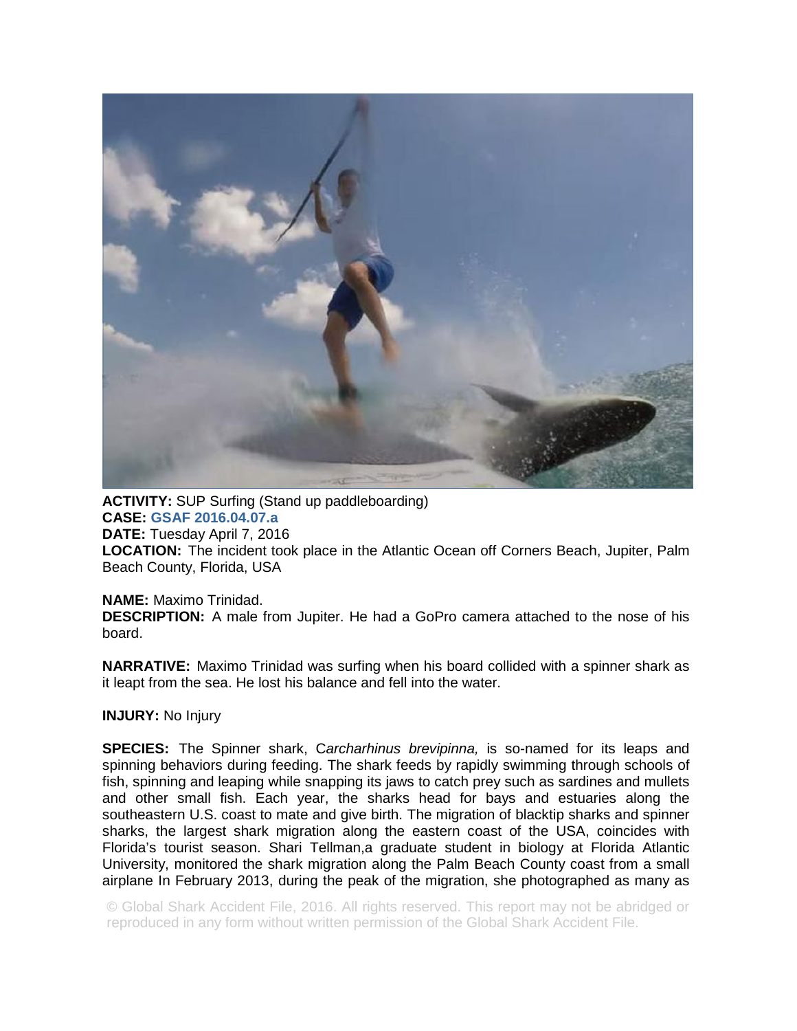**ACTIVITY:** SUP Surfing (Stand up paddleboarding)
**CASE:** **GSAF 2016.04.07.a**
**DATE:** Tuesday April 7, 2016
**LOCATION:** The incident took place in the Atlantic Ocean off Corners Beach, Jupiter, Palm Beach County, Florida, USA

**NAME:** Maximo Trinidad.
**DESCRIPTION:** A male from Jupiter. He had a GoPro camera attached to the nose of his board.

**NARRATIVE:** Maximo Trinidad was surfing when his board collided with a spinner shark as it leapt from the sea. He lost his balance and fell into the water.

**INJURY:** No Injury

**SPECIES:** The Spinner shark, C*archarhinus brevipinna,* is so-named for its leaps and spinning behaviors during feeding. The shark feeds by rapidly swimming through schools of fish, spinning and leaping while snapping its jaws to catch prey such as sardines and mullets and other small fish. Each year, the sharks head for bays and estuaries along the southeastern U.S. coast to mate and give birth. The migration of blacktip sharks and spinner sharks, the largest shark migration along the eastern coast of the USA, coincides with Florida's tourist season. Shari Tellman,a graduate student in biology at Florida Atlantic University, monitored the shark migration along the Palm Beach County coast from a small airplane In February 2013, during the peak of the migration, she photographed as many as

© Global Shark Accident File, 2016. All rights reserved. This report may not be abridged or reproduced in any form without written permission of the Global Shark Accident File.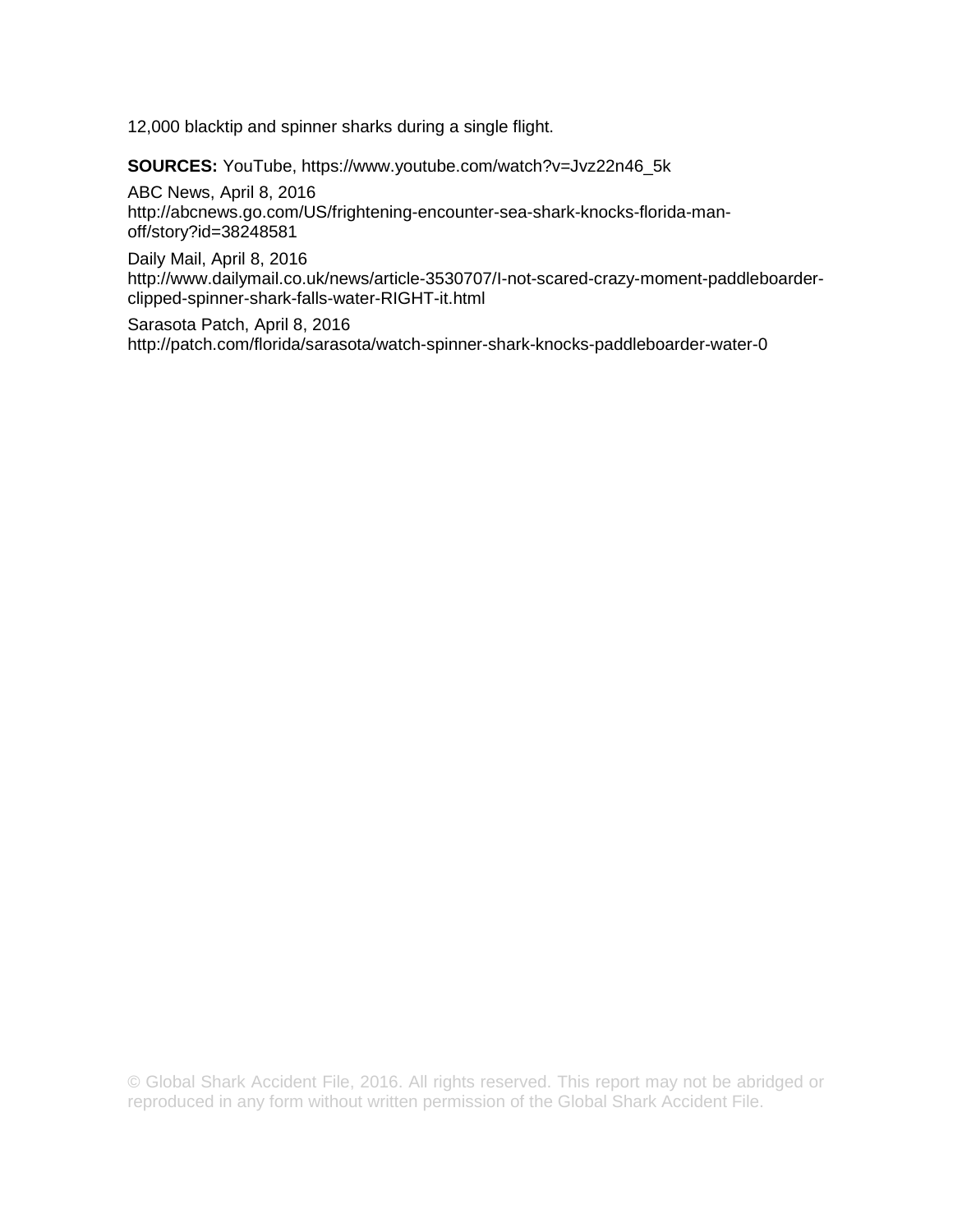12,000 blacktip and spinner sharks during a single flight.

**SOURCES:** YouTube, https://www.youtube.com/watch?v=Jvz22n46_5k

ABC News, April 8, 2016
http://abcnews.go.com/US/frightening-encounter-sea-shark-knocks-florida-man-off/story?id=38248581

Daily Mail, April 8, 2016
http://www.dailymail.co.uk/news/article-3530707/I-not-scared-crazy-moment-paddleboarder-clipped-spinner-shark-falls-water-RIGHT-it.html

Sarasota Patch, April 8, 2016
http://patch.com/florida/sarasota/watch-spinner-shark-knocks-paddleboarder-water-0

© Global Shark Accident File, 2016. All rights reserved. This report may not be abridged or reproduced in any form without written permission of the Global Shark Accident File.